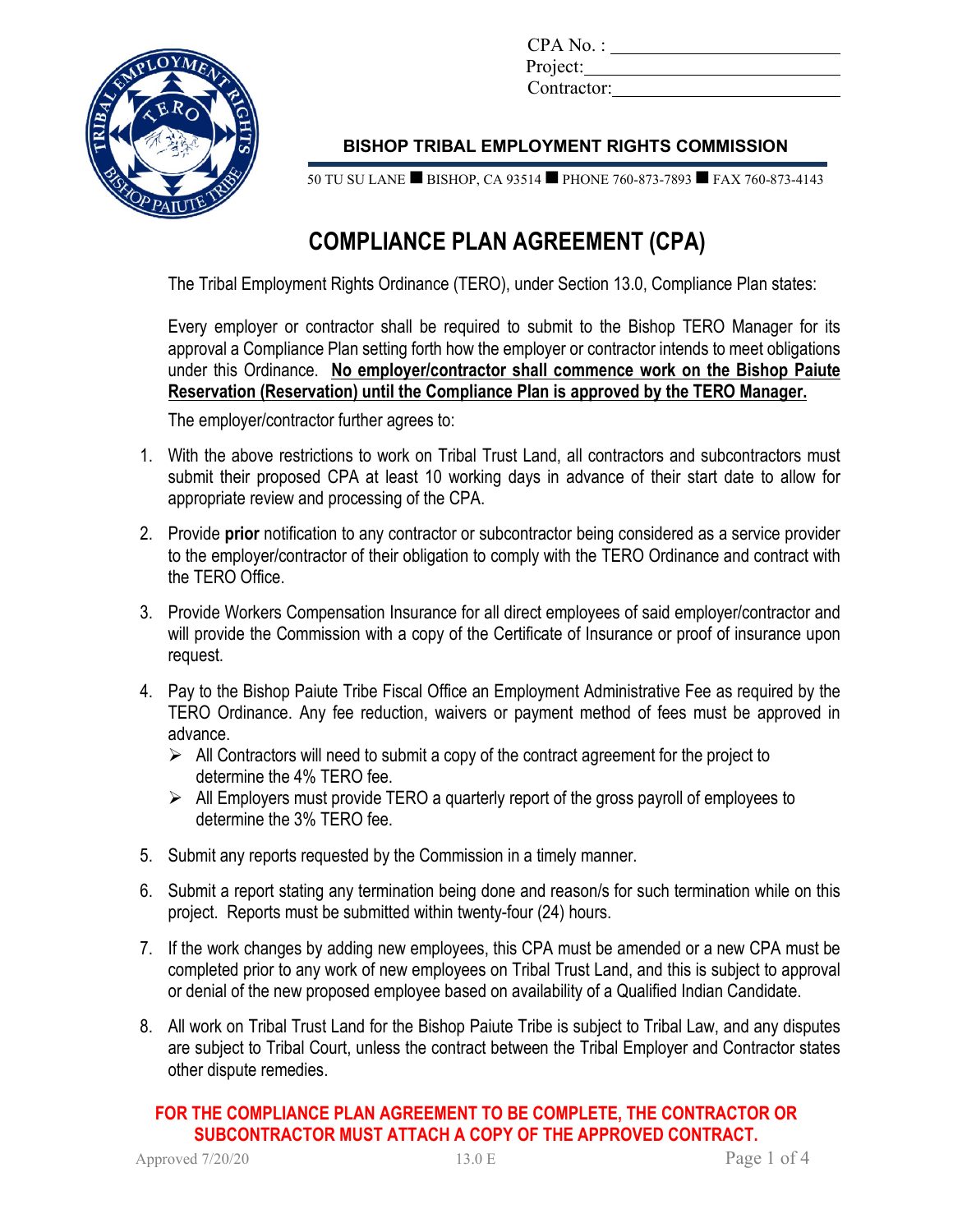CPA No. : \_\_\_\_\_\_\_\_\_\_\_\_\_\_\_\_\_\_\_\_
Project: \_\_\_\_\_\_\_\_\_\_\_\_\_\_\_\_\_\_\_\_
Contractor: \_\_\_\_\_\_\_\_\_\_\_\_\_\_\_\_\_\_\_\_

**BISHOP TRIBAL EMPLOYMENT RIGHTS COMMISSION**

50 TU SU LANE ■ BISHOP, CA 93514 ■ PHONE 760-873-7893 ■ FAX 760-873-4143

# COMPLIANCE PLAN AGREEMENT (CPA)

The Tribal Employment Rights Ordinance (TERO), under Section 13.0, Compliance Plan states:

Every employer or contractor shall be required to submit to the Bishop TERO Manager for its approval a Compliance Plan setting forth how the employer or contractor intends to meet obligations under this Ordinance. **<u>No employer/contractor shall commence work on the Bishop Paiute Reservation (Reservation) until the Compliance Plan is approved by the TERO Manager.</u>**

The employer/contractor further agrees to:

1. With the above restrictions to work on Tribal Trust Land, all contractors and subcontractors must submit their proposed CPA at least 10 working days in advance of their start date to allow for appropriate review and processing of the CPA.
2. Provide **prior** notification to any contractor or subcontractor being considered as a service provider to the employer/contractor of their obligation to comply with the TERO Ordinance and contract with the TERO Office.
3. Provide Workers Compensation Insurance for all direct employees of said employer/contractor and will provide the Commission with a copy of the Certificate of Insurance or proof of insurance upon request.
4. Pay to the Bishop Paiute Tribe Fiscal Office an Employment Administrative Fee as required by the TERO Ordinance. Any fee reduction, waivers or payment method of fees must be approved in advance.
   - All Contractors will need to submit a copy of the contract agreement for the project to determine the 4% TERO fee.
   - All Employers must provide TERO a quarterly report of the gross payroll of employees to determine the 3% TERO fee.
5. Submit any reports requested by the Commission in a timely manner.
6. Submit a report stating any termination being done and reason/s for such termination while on this project. Reports must be submitted within twenty-four (24) hours.
7. If the work changes by adding new employees, this CPA must be amended or a new CPA must be completed prior to any work of new employees on Tribal Trust Land, and this is subject to approval or denial of the new proposed employee based on availability of a Qualified Indian Candidate.
8. All work on Tribal Trust Land for the Bishop Paiute Tribe is subject to Tribal Law, and any disputes are subject to Tribal Court, unless the contract between the Tribal Employer and Contractor states other dispute remedies.

**FOR THE COMPLIANCE PLAN AGREEMENT TO BE COMPLETE, THE CONTRACTOR OR SUBCONTRACTOR MUST ATTACH A COPY OF THE APPROVED CONTRACT.**

Approved 7/20/20 13.0 E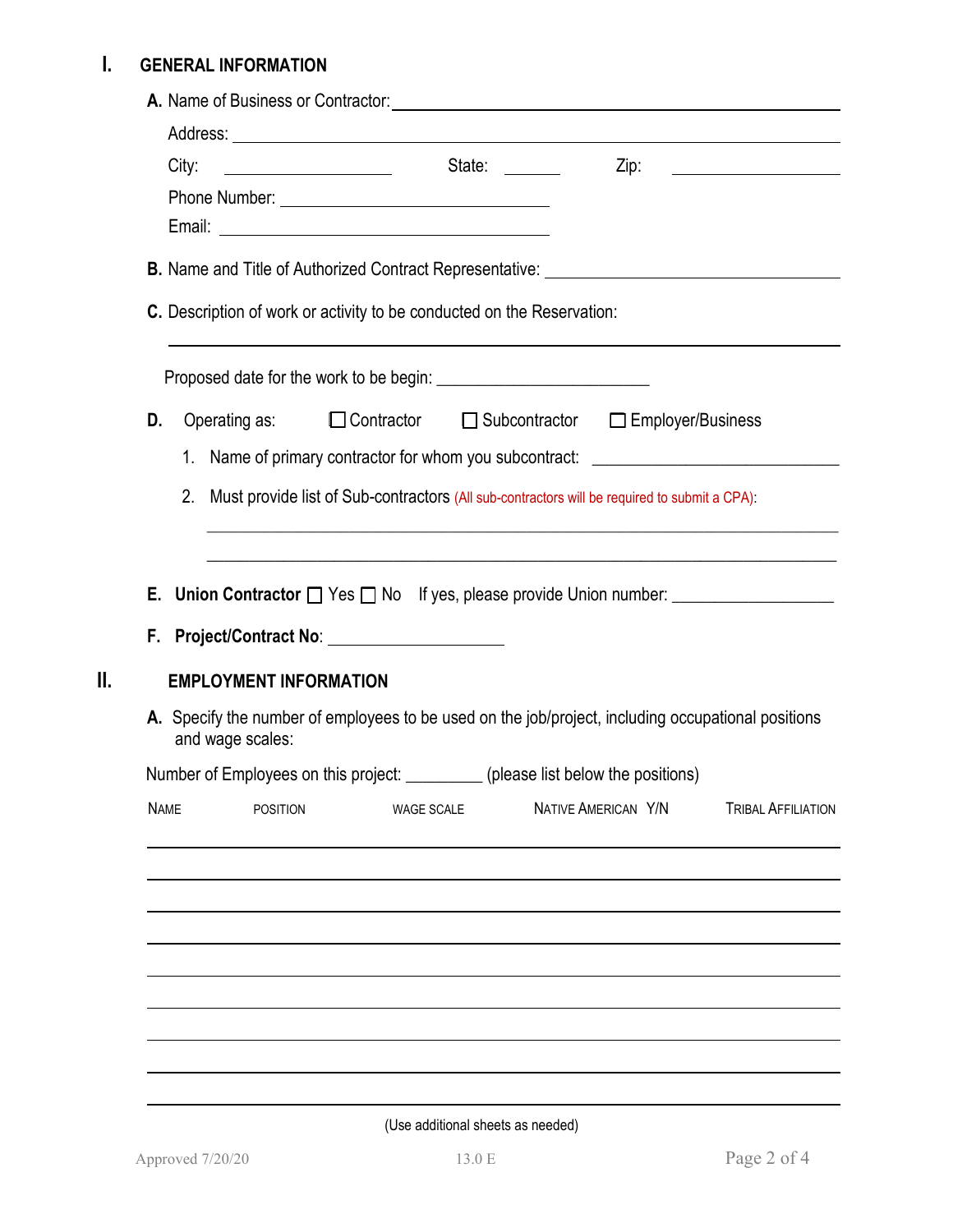## I. GENERAL INFORMATION

**A.** Name of Business or Contractor: ______________________________

Address: ______________________________

City: ____________ State: ______ Zip: ____________

Phone Number: ______________________________

Email: ______________________________

**B.** Name and Title of Authorized Contract Representative: ______________________________

**C.** Description of work or activity to be conducted on the Reservation:

______________________________

Proposed date for the work to be begin: ______________________________

**D.** Operating as: ☐ Contractor ☐ Subcontractor ☐ Employer/Business

1. Name of primary contractor for whom you subcontract: ______________________________

2. Must provide list of Sub-contractors (All sub-contractors will be required to submit a CPA):

______________________________

______________________________

**E. Union Contractor** ☐ Yes ☐ No If yes, please provide Union number: ______________________________

**F. Project/Contract No**: ______________________________

## II. EMPLOYMENT INFORMATION

**A.** Specify the number of employees to be used on the job/project, including occupational positions and wage scales:

Number of Employees on this project: _________ (please list below the positions)

| NAME | POSITION | WAGE SCALE | NATIVE AMERICAN Y/N | TRIBAL AFFILIATION |
|---|---|---|---|---|
| | | | | |
| | | | | |
| | | | | |
| | | | | |
| | | | | |
| | | | | |
| | | | | |
| | | | | |
| | | | | |

(Use additional sheets as needed)

Approved 7/20/20 13.0 E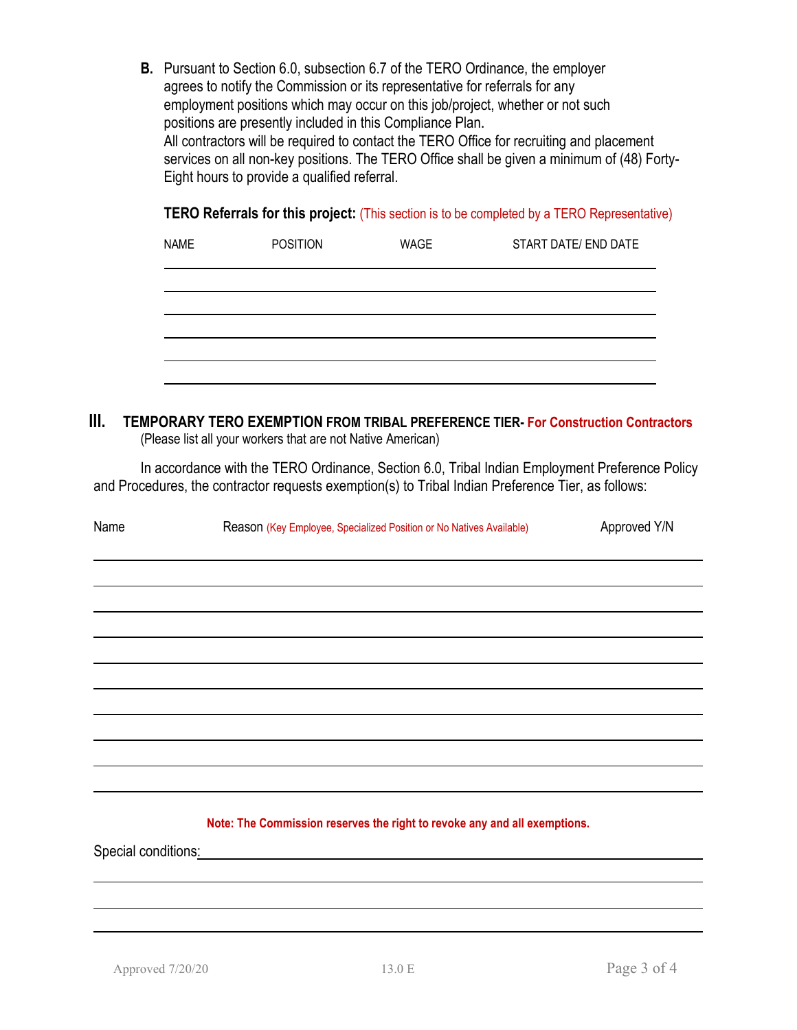**B.** Pursuant to Section 6.0, subsection 6.7 of the TERO Ordinance, the employer agrees to notify the Commission or its representative for referrals for any employment positions which may occur on this job/project, whether or not such positions are presently included in this Compliance Plan.
All contractors will be required to contact the TERO Office for recruiting and placement services on all non-key positions. The TERO Office shall be given a minimum of (48) Forty-Eight hours to provide a qualified referral.

**TERO Referrals for this project:** (This section is to be completed by a TERO Representative)

| NAME | POSITION | WAGE | START DATE/ END DATE |
|---|---|---|---|
| | | | |
| | | | |
| | | | |
| | | | |
| | | | |
| | | | |

## III. TEMPORARY TERO EXEMPTION FROM TRIBAL PREFERENCE TIER- For Construction Contractors

(Please list all your workers that are not Native American)

In accordance with the TERO Ordinance, Section 6.0, Tribal Indian Employment Preference Policy and Procedures, the contractor requests exemption(s) to Tribal Indian Preference Tier, as follows:

| Name | Reason (Key Employee, Specialized Position or No Natives Available) | Approved Y/N |
|---|---|---|
| | | |
| | | |
| | | |
| | | |
| | | |
| | | |
| | | |
| | | |
| | | |
| | | |

**Note: The Commission reserves the right to revoke any and all exemptions.**

Special conditions: ______________________________________________

__________________________________________________________________

__________________________________________________________________

__________________________________________________________________

Approved 7/20/20 13.0 E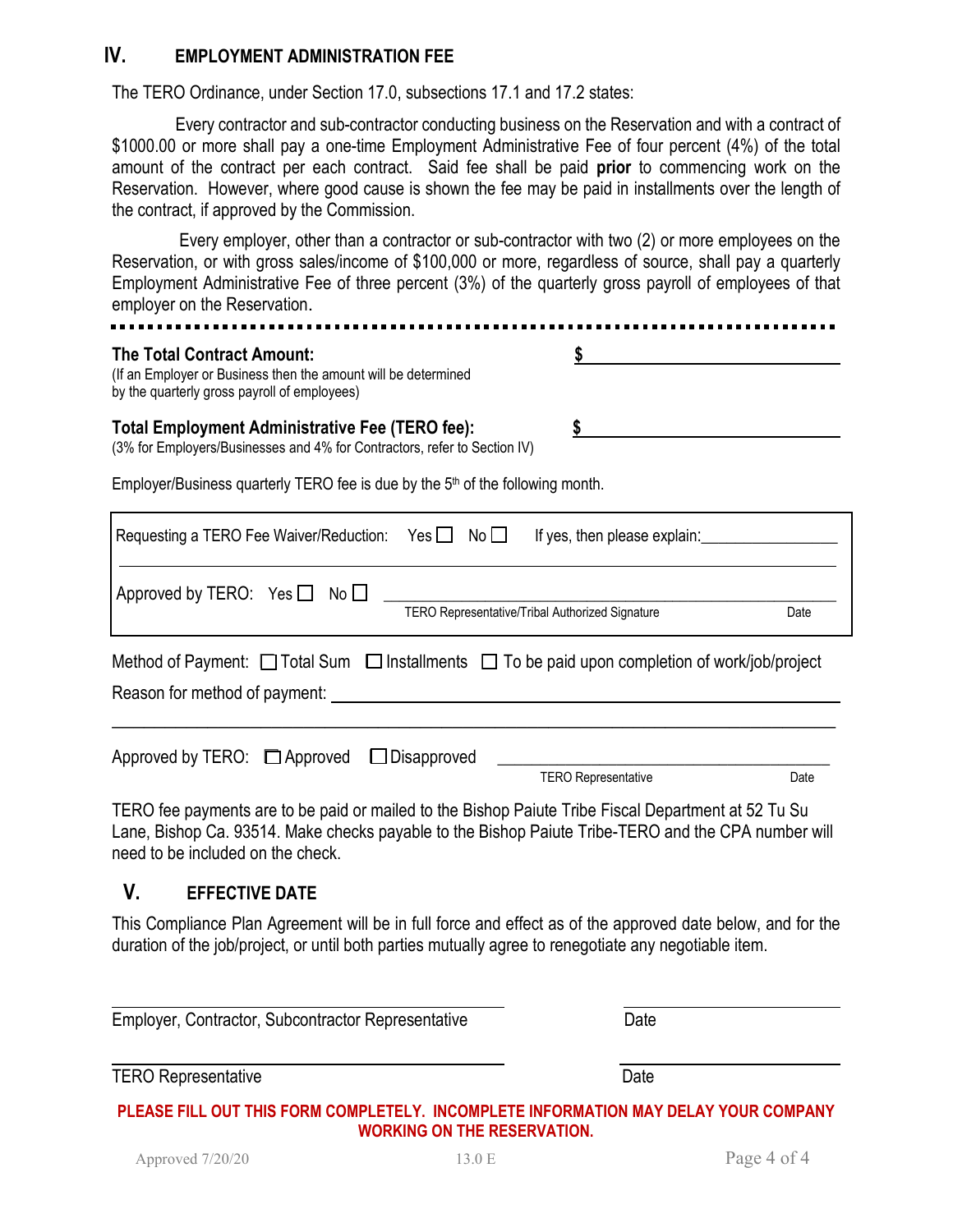## IV. EMPLOYMENT ADMINISTRATION FEE

The TERO Ordinance, under Section 17.0, subsections 17.1 and 17.2 states:

Every contractor and sub-contractor conducting business on the Reservation and with a contract of $1000.00 or more shall pay a one-time Employment Administrative Fee of four percent (4%) of the total amount of the contract per each contract. Said fee shall be paid **prior** to commencing work on the Reservation. However, where good cause is shown the fee may be paid in installments over the length of the contract, if approved by the Commission.

Every employer, other than a contractor or sub-contractor with two (2) or more employees on the Reservation, or with gross sales/income of $100,000 or more, regardless of source, shall pay a quarterly Employment Administrative Fee of three percent (3%) of the quarterly gross payroll of employees of that employer on the Reservation.

---

**The Total Contract Amount:** $ ____________________
(If an Employer or Business then the amount will be determined by the quarterly gross payroll of employees)

**Total Employment Administrative Fee (TERO fee):** $ ____________________
(3% for Employers/Businesses and 4% for Contractors, refer to Section IV)

Employer/Business quarterly TERO fee is due by the 5th of the following month.

Requesting a TERO Fee Waiver/Reduction: Yes ☐ No ☐ If yes, then please explain: ____________________

____________________________________________________________

Approved by TERO: Yes ☐ No ☐ ____________________________________________
TERO Representative/Tribal Authorized Signature Date

Method of Payment: ☐ Total Sum ☐ Installments ☐ To be paid upon completion of work/job/project

Reason for method of payment: ____________________________________________

____________________________________________________________

Approved by TERO: ☐ Approved ☐ Disapproved ____________________________________
TERO Representative Date

TERO fee payments are to be paid or mailed to the Bishop Paiute Tribe Fiscal Department at 52 Tu Su Lane, Bishop Ca. 93514. Make checks payable to the Bishop Paiute Tribe-TERO and the CPA number will need to be included on the check.

## V. EFFECTIVE DATE

This Compliance Plan Agreement will be in full force and effect as of the approved date below, and for the duration of the job/project, or until both parties mutually agree to renegotiate any negotiable item.

____________________________________ ____________________
Employer, Contractor, Subcontractor Representative Date

____________________________________ ____________________
TERO Representative Date

**PLEASE FILL OUT THIS FORM COMPLETELY. INCOMPLETE INFORMATION MAY DELAY YOUR COMPANY WORKING ON THE RESERVATION.**

Approved 7/20/20 13.0 E